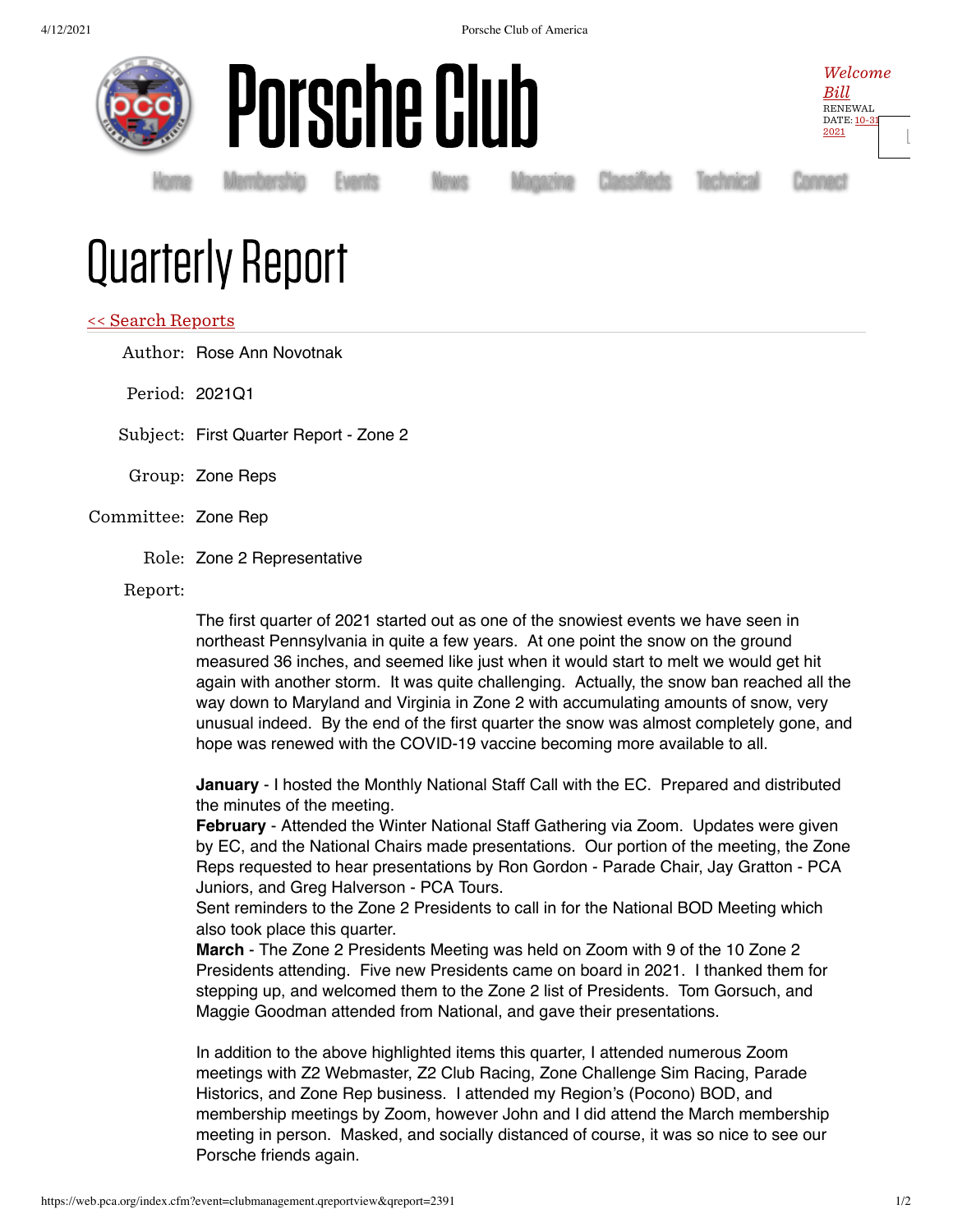# Porsche Club

*Welcome Bill*
RENEWAL DATE: 10-31-2021

Home Membership Events News Magazine Classifieds Technical Connect

# Quarterly Report

<< Search Reports

Author: Rose Ann Novotnak

Period: 2021Q1

Subject: First Quarter Report - Zone 2

Group: Zone Reps

Committee: Zone Rep

Role: Zone 2 Representative

Report:

The first quarter of 2021 started out as one of the snowiest events we have seen in northeast Pennsylvania in quite a few years. At one point the snow on the ground measured 36 inches, and seemed like just when it would start to melt we would get hit again with another storm. It was quite challenging. Actually, the snow ban reached all the way down to Maryland and Virginia in Zone 2 with accumulating amounts of snow, very unusual indeed. By the end of the first quarter the snow was almost completely gone, and hope was renewed with the COVID-19 vaccine becoming more available to all.

**January** - I hosted the Monthly National Staff Call with the EC. Prepared and distributed the minutes of the meeting.
**February** - Attended the Winter National Staff Gathering via Zoom. Updates were given by EC, and the National Chairs made presentations. Our portion of the meeting, the Zone Reps requested to hear presentations by Ron Gordon - Parade Chair, Jay Gratton - PCA Juniors, and Greg Halverson - PCA Tours.
Sent reminders to the Zone 2 Presidents to call in for the National BOD Meeting which also took place this quarter.
**March** - The Zone 2 Presidents Meeting was held on Zoom with 9 of the 10 Zone 2 Presidents attending. Five new Presidents came on board in 2021. I thanked them for stepping up, and welcomed them to the Zone 2 list of Presidents. Tom Gorsuch, and Maggie Goodman attended from National, and gave their presentations.

In addition to the above highlighted items this quarter, I attended numerous Zoom meetings with Z2 Webmaster, Z2 Club Racing, Zone Challenge Sim Racing, Parade Historics, and Zone Rep business. I attended my Region's (Pocono) BOD, and membership meetings by Zoom, however John and I did attend the March membership meeting in person. Masked, and socially distanced of course, it was so nice to see our Porsche friends again.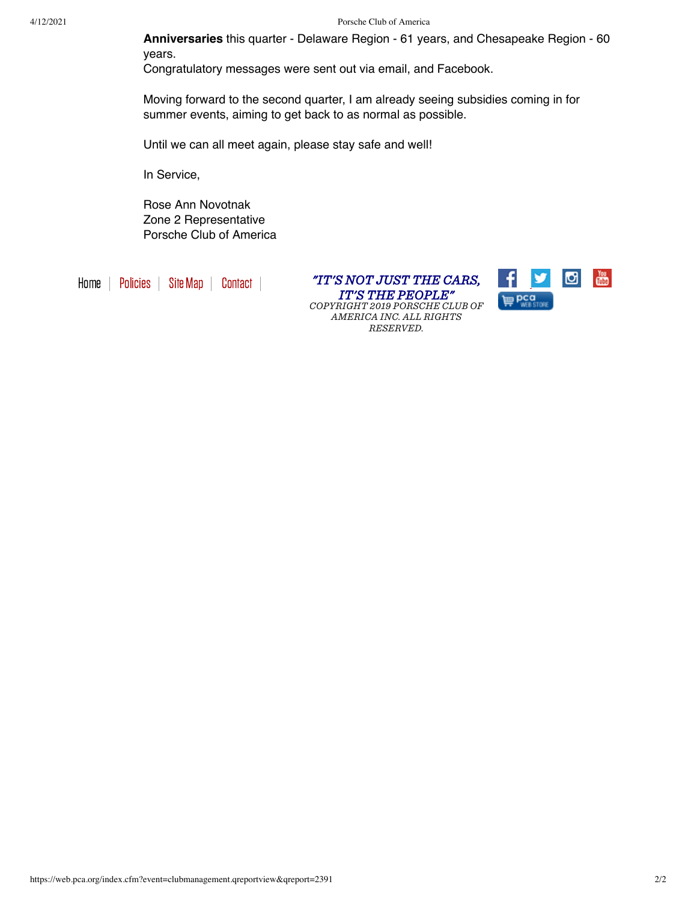**Anniversaries** this quarter - Delaware Region - 61 years, and Chesapeake Region - 60 years.
Congratulatory messages were sent out via email, and Facebook.

Moving forward to the second quarter, I am already seeing subsidies coming in for summer events, aiming to get back to as normal as possible.

Until we can all meet again, please stay safe and well!

In Service,

Rose Ann Novotnak
Zone 2 Representative
Porsche Club of America

Home | Policies | Site Map | Contact |

*"IT'S NOT JUST THE CARS, IT'S THE PEOPLE"*
*COPYRIGHT 2019 PORSCHE CLUB OF AMERICA INC. ALL RIGHTS RESERVED.*